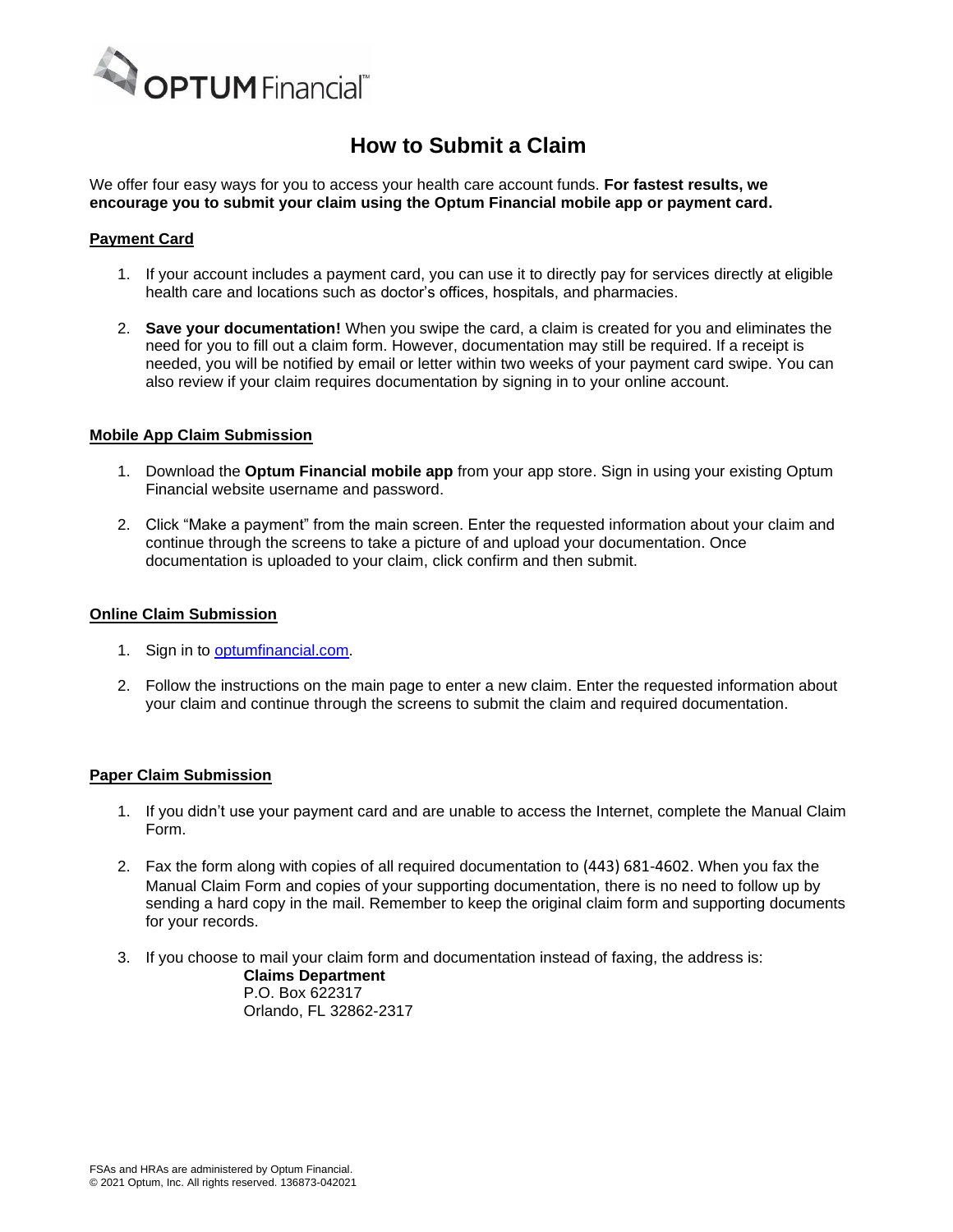# How to Submit a Claim

We offer four easy ways for you to access your health care account funds. **For fastest results, we encourage you to submit your claim using the Optum Financial mobile app or payment card.**

## Payment Card

1. If your account includes a payment card, you can use it to directly pay for services directly at eligible health care and locations such as doctor's offices, hospitals, and pharmacies.

2. **Save your documentation!** When you swipe the card, a claim is created for you and eliminates the need for you to fill out a claim form. However, documentation may still be required. If a receipt is needed, you will be notified by email or letter within two weeks of your payment card swipe. You can also review if your claim requires documentation by signing in to your online account.

## Mobile App Claim Submission

1. Download the **Optum Financial mobile app** from your app store. Sign in using your existing Optum Financial website username and password.

2. Click "Make a payment" from the main screen. Enter the requested information about your claim and continue through the screens to take a picture of and upload your documentation. Once documentation is uploaded to your claim, click confirm and then submit.

## Online Claim Submission

1. Sign in to [optumfinancial.com](optumfinancial.com).

2. Follow the instructions on the main page to enter a new claim. Enter the requested information about your claim and continue through the screens to submit the claim and required documentation.

## Paper Claim Submission

1. If you didn't use your payment card and are unable to access the Internet, complete the Manual Claim Form.

2. Fax the form along with copies of all required documentation to (443) 681-4602. When you fax the Manual Claim Form and copies of your supporting documentation, there is no need to follow up by sending a hard copy in the mail. Remember to keep the original claim form and supporting documents for your records.

3. If you choose to mail your claim form and documentation instead of faxing, the address is:

   **Claims Department**
   P.O. Box 622317
   Orlando, FL 32862-2317

FSAs and HRAs are administered by Optum Financial.
© 2021 Optum, Inc. All rights reserved. 136873-042021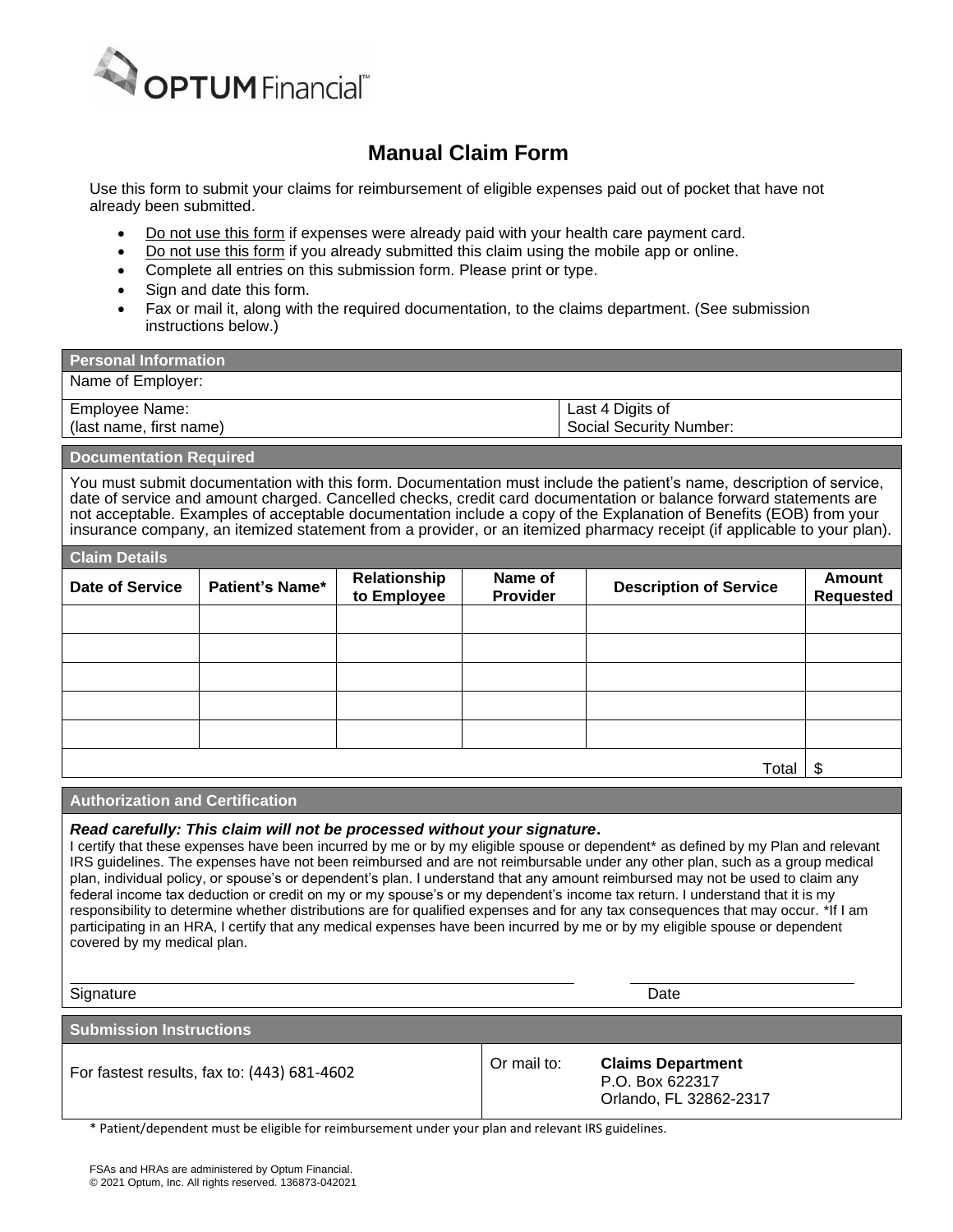OPTUM Financial™

# Manual Claim Form

Use this form to submit your claims for reimbursement of eligible expenses paid out of pocket that have not already been submitted.

- Do not use this form if expenses were already paid with your health care payment card.
- Do not use this form if you already submitted this claim using the mobile app or online.
- Complete all entries on this submission form. Please print or type.
- Sign and date this form.
- Fax or mail it, along with the required documentation, to the claims department. (See submission instructions below.)

## Personal Information

| | |
|---|---|
| Name of Employer: | |
| Employee Name: (last name, first name) | Last 4 Digits of Social Security Number: |

## Documentation Required

You must submit documentation with this form. Documentation must include the patient's name, description of service, date of service and amount charged. Cancelled checks, credit card documentation or balance forward statements are not acceptable. Examples of acceptable documentation include a copy of the Explanation of Benefits (EOB) from your insurance company, an itemized statement from a provider, or an itemized pharmacy receipt (if applicable to your plan).

## Claim Details

| Date of Service | Patient's Name* | Relationship to Employee | Name of Provider | Description of Service | Amount Requested |
|---|---|---|---|---|---|
| | | | | | |
| | | | | | |
| | | | | | |
| | | | | | |
| | | | | | |
| | | | | Total | $ |

## Authorization and Certification

***Read carefully: This claim will not be processed without your signature*.**

I certify that these expenses have been incurred by me or by my eligible spouse or dependent* as defined by my Plan and relevant IRS guidelines. The expenses have not been reimbursed and are not reimbursable under any other plan, such as a group medical plan, individual policy, or spouse's or dependent's plan. I understand that any amount reimbursed may not be used to claim any federal income tax deduction or credit on my or my spouse's or my dependent's income tax return. I understand that it is my responsibility to determine whether distributions are for qualified expenses and for any tax consequences that may occur. *If I am participating in an HRA, I certify that any medical expenses have been incurred by me or by my eligible spouse or dependent covered by my medical plan.

Signature ______________________ Date ______________

## Submission Instructions

| | |
|---|---|
| For fastest results, fax to: (443) 681-4602 | Or mail to: **Claims Department** P.O. Box 622317 Orlando, FL 32862-2317 |

\* Patient/dependent must be eligible for reimbursement under your plan and relevant IRS guidelines.

FSAs and HRAs are administered by Optum Financial.
© 2021 Optum, Inc. All rights reserved. 136873-042021